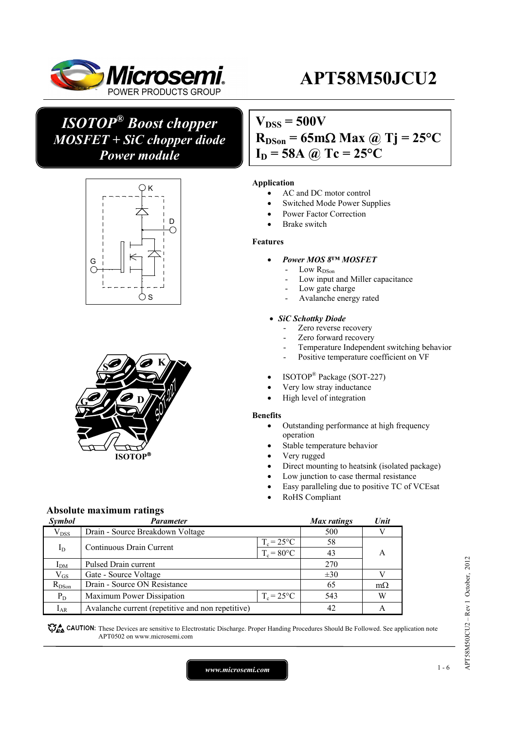# APT58M50JCU2

## *ISOTOP® Boost chopper MOSFET + SiC chopper diode Power module*

**$V_{DSS}$ = 500V**
**$R_{DSon}$ = 65mΩ Max @ Tj = 25°C**
**$I_D$ = 58A @ Tc = 25°C**

K

D

G

S

ISOTOP®

### Application

- AC and DC motor control
- Switched Mode Power Supplies
- Power Factor Correction
- Brake switch

### Features

- ***Power MOS 8™ MOSFET***
  - Low $R_{DSon}$
  - Low input and Miller capacitance
  - Low gate charge
  - Avalanche energy rated
- ***SiC Schottky Diode***
  - Zero reverse recovery
  - Zero forward recovery
  - Temperature Independent switching behavior
  - Positive temperature coefficient on VF
- ISOTOP® Package (SOT-227)
- Very low stray inductance
- High level of integration

### Benefits

- Outstanding performance at high frequency operation
- Stable temperature behavior
- Very rugged
- Direct mounting to heatsink (isolated package)
- Low junction to case thermal resistance
- Easy paralleling due to positive TC of VCEsat
- RoHS Compliant

## Absolute maximum ratings

| *Symbol* | *Parameter* | | *Max ratings* | *Unit* |
|---|---|---|---|---|
| $V_{DSS}$ | Drain - Source Breakdown Voltage | | 500 | V |
| $I_D$ | Continuous Drain Current | $T_c = 25°C$ | 58 | A |
| | | $T_c = 80°C$ | 43 | |
| $I_{DM}$ | Pulsed Drain current | | 270 | |
| $V_{GS}$ | Gate - Source Voltage | | ±30 | V |
| $R_{DSon}$ | Drain - Source ON Resistance | | 65 | mΩ |
| $P_D$ | Maximum Power Dissipation | $T_c = 25°C$ | 543 | W |
| $I_{AR}$ | Avalanche current (repetitive and non repetitive) | | 42 | A |

CAUTION: These Devices are sensitive to Electrostatic Discharge. Proper Handing Procedures Should Be Followed. See application note APT0502 on www.microsemi.com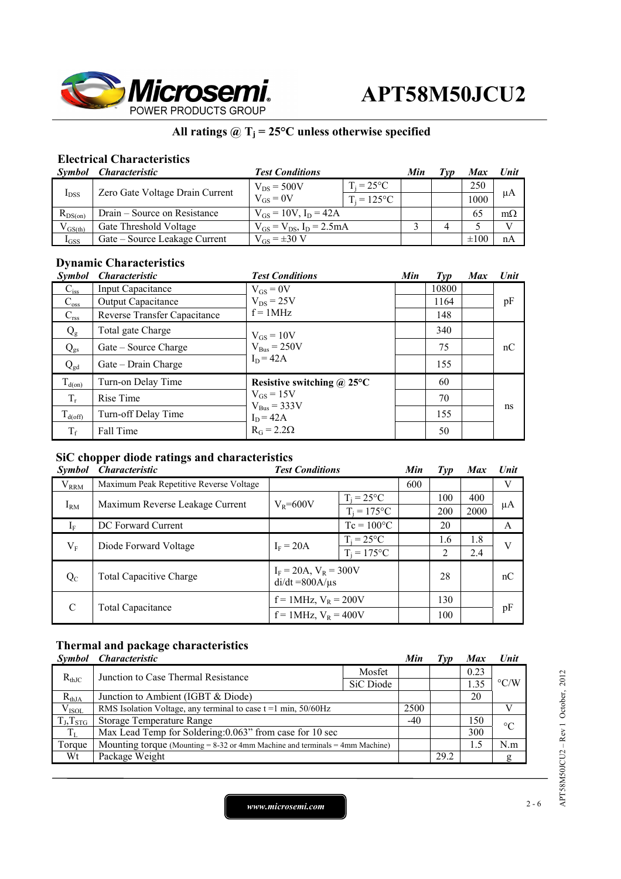# APT58M50JCU2

**All ratings @ $T_j$ = 25°C unless otherwise specified**

## Electrical Characteristics

| Symbol | Characteristic | Test Conditions | | Min | Typ | Max | Unit |
|---|---|---|---|---|---|---|---|
| $I_{DSS}$ | Zero Gate Voltage Drain Current | $V_{DS}$ = 500V<br>$V_{GS}$ = 0V | $T_j$ = 25°C | | | 250 | µA |
| | | | $T_j$ = 125°C | | | 1000 | |
| $R_{DS(on)}$ | Drain – Source on Resistance | $V_{GS}$ = 10V, $I_D$ = 42A | | | | 65 | mΩ |
| $V_{GS(th)}$ | Gate Threshold Voltage | $V_{GS}$ = $V_{DS}$, $I_D$ = 2.5mA | | 3 | 4 | 5 | V |
| $I_{GSS}$ | Gate – Source Leakage Current | $V_{GS}$ = ±30 V | | | | ±100 | nA |

## Dynamic Characteristics

| Symbol | Characteristic | Test Conditions | Min | Typ | Max | Unit |
|---|---|---|---|---|---|---|
| $C_{iss}$ | Input Capacitance | $V_{GS}$ = 0V<br>$V_{DS}$ = 25V<br>f = 1MHz | | 10800 | | pF |
| $C_{oss}$ | Output Capacitance | | | 1164 | | |
| $C_{rss}$ | Reverse Transfer Capacitance | | | 148 | | |
| $Q_g$ | Total gate Charge | $V_{GS}$ = 10V<br>$V_{Bus}$ = 250V<br>$I_D$ = 42A | | 340 | | nC |
| $Q_{gs}$ | Gate – Source Charge | | | 75 | | |
| $Q_{gd}$ | Gate – Drain Charge | | | 155 | | |
| $T_{d(on)}$ | Turn-on Delay Time | **Resistive switching @ 25°C**<br>$V_{GS}$ = 15V<br>$V_{Bus}$ = 333V<br>$I_D$ = 42A<br>$R_G$ = 2.2Ω | | 60 | | ns |
| $T_r$ | Rise Time | | | 70 | | |
| $T_{d(off)}$ | Turn-off Delay Time | | | 155 | | |
| $T_f$ | Fall Time | | | 50 | | |

## SiC chopper diode ratings and characteristics

| Symbol | Characteristic | Test Conditions | | Min | Typ | Max | Unit |
|---|---|---|---|---|---|---|---|
| $V_{RRM}$ | Maximum Peak Repetitive Reverse Voltage | | | 600 | | | V |
| $I_{RM}$ | Maximum Reverse Leakage Current | $V_R$=600V | $T_j$ = 25°C | | 100 | 400 | µA |
| | | | $T_j$ = 175°C | | 200 | 2000 | |
| $I_F$ | DC Forward Current | | Tc = 100°C | | 20 | | A |
| $V_F$ | Diode Forward Voltage | $I_F$ = 20A | $T_j$ = 25°C | | 1.6 | 1.8 | V |
| | | | $T_j$ = 175°C | | 2 | 2.4 | |
| $Q_C$ | Total Capacitive Charge | $I_F$ = 20A, $V_R$ = 300V<br>di/dt =800A/µs | | | 28 | | nC |
| C | Total Capacitance | f = 1MHz, $V_R$ = 200V | | | 130 | | pF |
| | | f = 1MHz, $V_R$ = 400V | | | 100 | | |

## Thermal and package characteristics

| Symbol | Characteristic | | Min | Typ | Max | Unit |
|---|---|---|---|---|---|---|
| $R_{thJC}$ | Junction to Case Thermal Resistance | Mosfet | | | 0.23 | °C/W |
| | | SiC Diode | | | 1.35 | |
| $R_{thJA}$ | Junction to Ambient (IGBT & Diode) | | | | 20 | |
| $V_{ISOL}$ | RMS Isolation Voltage, any terminal to case t =1 min, 50/60Hz | | 2500 | | | V |
| $T_J$,$T_{STG}$ | Storage Temperature Range | | -40 | | 150 | °C |
| $T_L$ | Max Lead Temp for Soldering:0.063" from case for 10 sec | | | | 300 | |
| Torque | Mounting torque (Mounting = 8-32 or 4mm Machine and terminals = 4mm Machine) | | | | 1.5 | N.m |
| Wt | Package Weight | | | 29.2 | | g |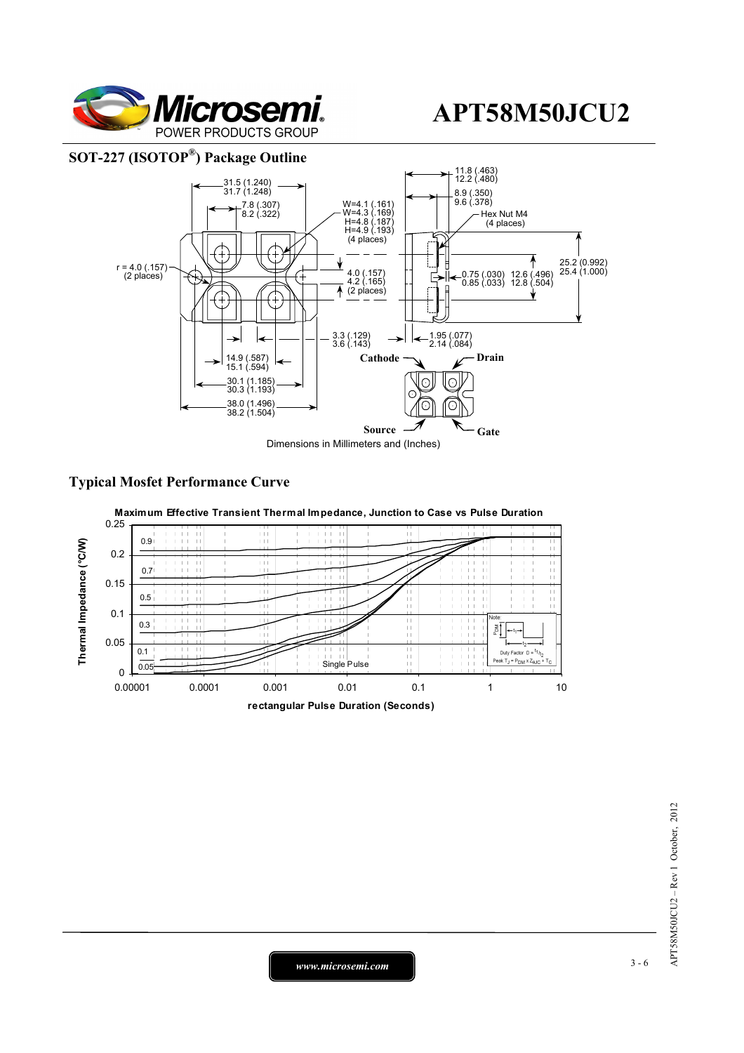# APT58M50JCU2

## SOT-227 (ISOTOP®) Package Outline

31.5 (1.240)
31.7 (1.248)

7.8 (.307)
8.2 (.322)

W=4.1 (.161)
W=4.3 (.169)
H=4.8 (.187)
H=4.9 (.193)
(4 places)

11.8 (.463)
12.2 (.480)

8.9 (.350)
9.6 (.378)

Hex Nut M4
(4 places)

r = 4.0 (.157)
(2 places)

4.0 (.157)
4.2 (.165)
(2 places)

0.75 (.030)
0.85 (.033)

12.6 (.496)
12.8 (.504)

25.2 (0.992)
25.4 (1.000)

3.3 (.129)
3.6 (.143)

1.95 (.077)
2.14 (.084)

14.9 (.587)
15.1 (.594)

30.1 (1.185)
30.3 (1.193)

38.0 (1.496)
38.2 (1.504)

**Cathode** **Drain**

**Source** **Gate**

Dimensions in Millimeters and (Inches)

## Typical Mosfet Performance Curve

**Maximum Effective Transient Thermal Impedance, Junction to Case vs Pulse Duration**

Y-axis: Thermal Impedance (°C/W) — 0, 0.05, 0.1, 0.15, 0.2, 0.25

X-axis: rectangular Pulse Duration (Seconds) — 0.00001, 0.0001, 0.001, 0.01, 0.1, 1, 10

Curves: 0.9, 0.7, 0.5, 0.3, 0.1, 0.05, Single Pulse

Note: Duty Factor $D = t_1/t_2$; Peak $T_J = P_{DM} \times Z_{\theta JC} + T_C$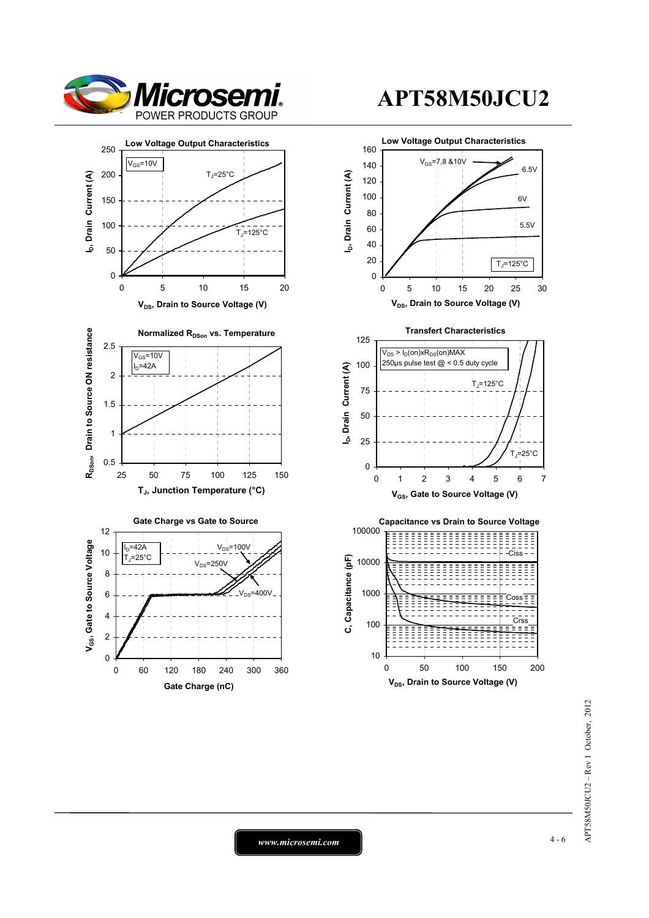# APT58M50JCU2

### Low Voltage Output Characteristics

$V_{GS}$=10V

$T_J$=25°C

$T_J$=125°C

$I_D$, Drain Current (A)

$V_{DS}$, Drain to Source Voltage (V)

### Low Voltage Output Characteristics

$V_{GS}$=7,8 &10V

6.5V

6V

5.5V

$T_J$=125°C

$I_D$, Drain Current (A)

$V_{DS}$, Drain to Source Voltage (V)

### Normalized $R_{DSon}$ vs. Temperature

$V_{GS}$=10V

$I_D$=42A

$R_{DSon}$, Drain to Source ON resistance

$T_J$, Junction Temperature (°C)

### Transfert Characteristics

$V_{DS} > I_D(on) x R_{DS}(on)MAX$

250µs pulse test @ < 0.5 duty cycle

$T_J$=125°C

$T_J$=25°C

$I_D$, Drain Current (A)

$V_{GS}$, Gate to Source Voltage (V)

### Gate Charge vs Gate to Source

$I_D$=42A

$T_J$=25°C

$V_{DS}$=100V

$V_{DS}$=250V

$V_{DS}$=400V

$V_{GS}$, Gate to Source Voltage

Gate Charge (nC)

### Capacitance vs Drain to Source Voltage

Ciss

Coss

Crss

C, Capacitance (pF)

$V_{DS}$, Drain to Source Voltage (V)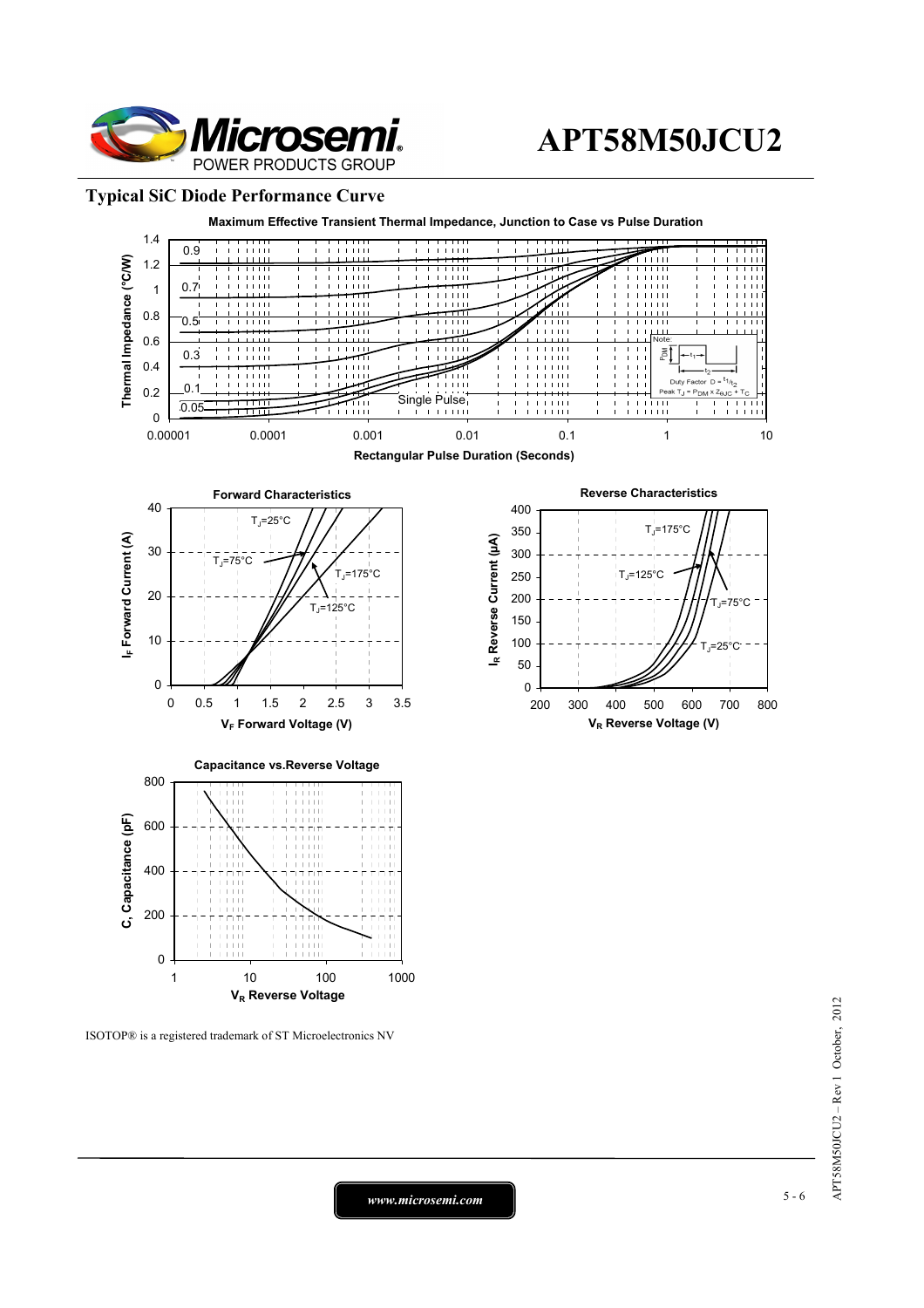## Typical SiC Diode Performance Curve

**Maximum Effective Transient Thermal Impedance, Junction to Case vs Pulse Duration**

Thermal Impedance (°C/W) vs Rectangular Pulse Duration (Seconds)

Curves: 0.9, 0.7, 0.5, 0.3, 0.1, 0.05, Single Pulse

Note: Duty Factor $D = t_1/t_2$; Peak $T_J = P_{DM} \times Z_{\theta JC} + T_C$

**Forward Characteristics**

$I_F$ Forward Current (A) vs $V_F$ Forward Voltage (V)

Curves: $T_J$=25°C, $T_J$=75°C, $T_J$=125°C, $T_J$=175°C

**Reverse Characteristics**

$I_R$ Reverse Current (µA) vs $V_R$ Reverse Voltage (V)

Curves: $T_J$=175°C, $T_J$=125°C, $T_J$=75°C, $T_J$=25°C

**Capacitance vs.Reverse Voltage**

C, Capacitance (pF) vs $V_R$ Reverse Voltage

ISOTOP® is a registered trademark of ST Microelectronics NV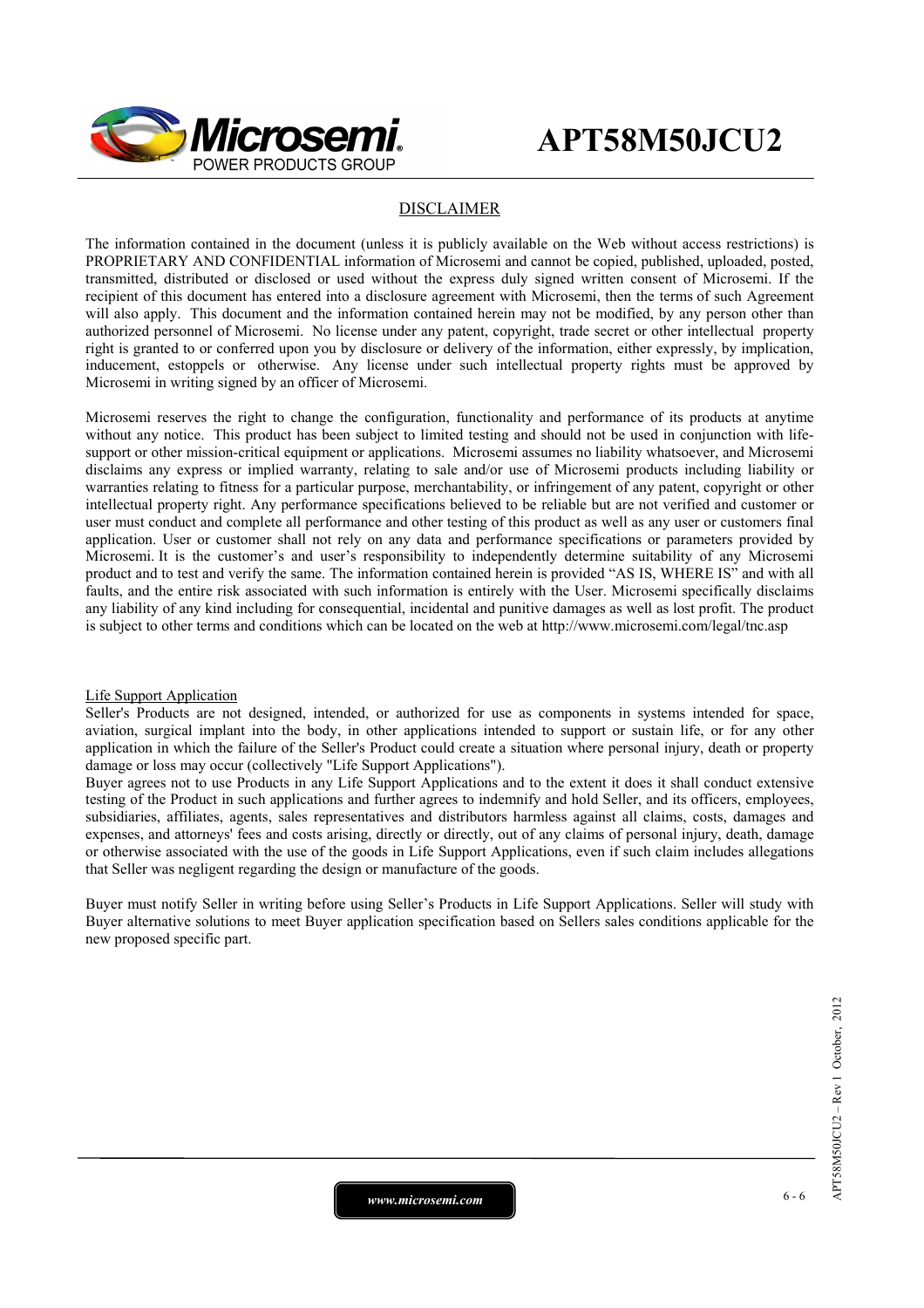## DISCLAIMER

The information contained in the document (unless it is publicly available on the Web without access restrictions) is PROPRIETARY AND CONFIDENTIAL information of Microsemi and cannot be copied, published, uploaded, posted, transmitted, distributed or disclosed or used without the express duly signed written consent of Microsemi. If the recipient of this document has entered into a disclosure agreement with Microsemi, then the terms of such Agreement will also apply. This document and the information contained herein may not be modified, by any person other than authorized personnel of Microsemi. No license under any patent, copyright, trade secret or other intellectual property right is granted to or conferred upon you by disclosure or delivery of the information, either expressly, by implication, inducement, estoppels or otherwise. Any license under such intellectual property rights must be approved by Microsemi in writing signed by an officer of Microsemi.

Microsemi reserves the right to change the configuration, functionality and performance of its products at anytime without any notice. This product has been subject to limited testing and should not be used in conjunction with life-support or other mission-critical equipment or applications. Microsemi assumes no liability whatsoever, and Microsemi disclaims any express or implied warranty, relating to sale and/or use of Microsemi products including liability or warranties relating to fitness for a particular purpose, merchantability, or infringement of any patent, copyright or other intellectual property right. Any performance specifications believed to be reliable but are not verified and customer or user must conduct and complete all performance and other testing of this product as well as any user or customers final application. User or customer shall not rely on any data and performance specifications or parameters provided by Microsemi. It is the customer's and user's responsibility to independently determine suitability of any Microsemi product and to test and verify the same. The information contained herein is provided "AS IS, WHERE IS" and with all faults, and the entire risk associated with such information is entirely with the User. Microsemi specifically disclaims any liability of any kind including for consequential, incidental and punitive damages as well as lost profit. The product is subject to other terms and conditions which can be located on the web at http://www.microsemi.com/legal/tnc.asp

### Life Support Application

Seller's Products are not designed, intended, or authorized for use as components in systems intended for space, aviation, surgical implant into the body, in other applications intended to support or sustain life, or for any other application in which the failure of the Seller's Product could create a situation where personal injury, death or property damage or loss may occur (collectively "Life Support Applications").

Buyer agrees not to use Products in any Life Support Applications and to the extent it does it shall conduct extensive testing of the Product in such applications and further agrees to indemnify and hold Seller, and its officers, employees, subsidiaries, affiliates, agents, sales representatives and distributors harmless against all claims, costs, damages and expenses, and attorneys' fees and costs arising, directly or directly, out of any claims of personal injury, death, damage or otherwise associated with the use of the goods in Life Support Applications, even if such claim includes allegations that Seller was negligent regarding the design or manufacture of the goods.

Buyer must notify Seller in writing before using Seller's Products in Life Support Applications. Seller will study with Buyer alternative solutions to meet Buyer application specification based on Sellers sales conditions applicable for the new proposed specific part.